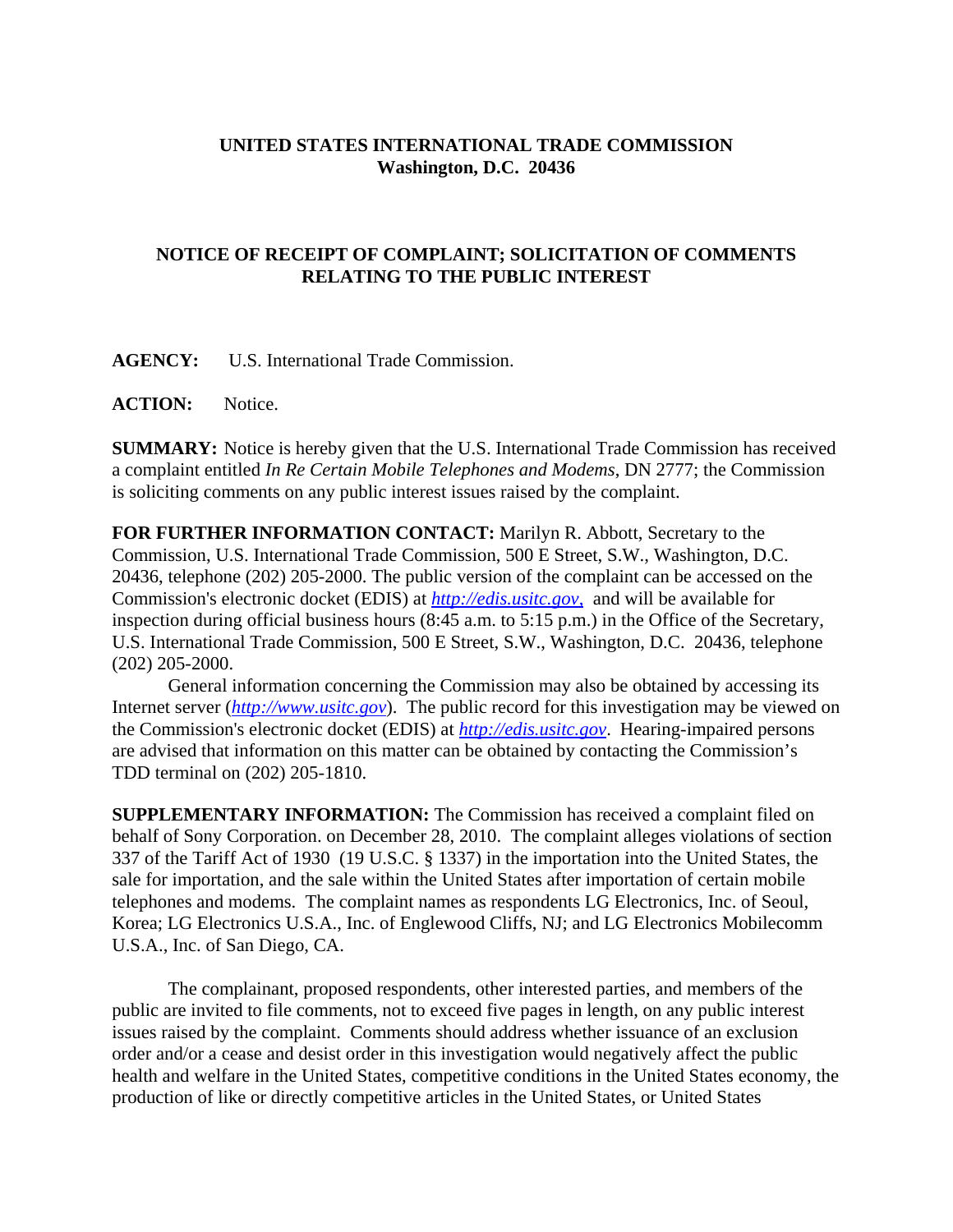**UNITED STATES INTERNATIONAL TRADE COMMISSION**
**Washington, D.C. 20436**

**NOTICE OF RECEIPT OF COMPLAINT; SOLICITATION OF COMMENTS RELATING TO THE PUBLIC INTEREST**

**AGENCY:** U.S. International Trade Commission.

**ACTION:** Notice.

**SUMMARY:** Notice is hereby given that the U.S. International Trade Commission has received a complaint entitled *In Re Certain Mobile Telephones and Modems*, DN 2777; the Commission is soliciting comments on any public interest issues raised by the complaint.

**FOR FURTHER INFORMATION CONTACT:** Marilyn R. Abbott, Secretary to the Commission, U.S. International Trade Commission, 500 E Street, S.W., Washington, D.C. 20436, telephone (202) 205-2000. The public version of the complaint can be accessed on the Commission's electronic docket (EDIS) at *http://edis.usitc.gov*, and will be available for inspection during official business hours (8:45 a.m. to 5:15 p.m.) in the Office of the Secretary, U.S. International Trade Commission, 500 E Street, S.W., Washington, D.C. 20436, telephone (202) 205-2000.

General information concerning the Commission may also be obtained by accessing its Internet server (*http://www.usitc.gov*). The public record for this investigation may be viewed on the Commission's electronic docket (EDIS) at *http://edis.usitc.gov*. Hearing-impaired persons are advised that information on this matter can be obtained by contacting the Commission's TDD terminal on (202) 205-1810.

**SUPPLEMENTARY INFORMATION:** The Commission has received a complaint filed on behalf of Sony Corporation. on December 28, 2010. The complaint alleges violations of section 337 of the Tariff Act of 1930 (19 U.S.C. § 1337) in the importation into the United States, the sale for importation, and the sale within the United States after importation of certain mobile telephones and modems. The complaint names as respondents LG Electronics, Inc. of Seoul, Korea; LG Electronics U.S.A., Inc. of Englewood Cliffs, NJ; and LG Electronics Mobilecomm U.S.A., Inc. of San Diego, CA.

The complainant, proposed respondents, other interested parties, and members of the public are invited to file comments, not to exceed five pages in length, on any public interest issues raised by the complaint. Comments should address whether issuance of an exclusion order and/or a cease and desist order in this investigation would negatively affect the public health and welfare in the United States, competitive conditions in the United States economy, the production of like or directly competitive articles in the United States, or United States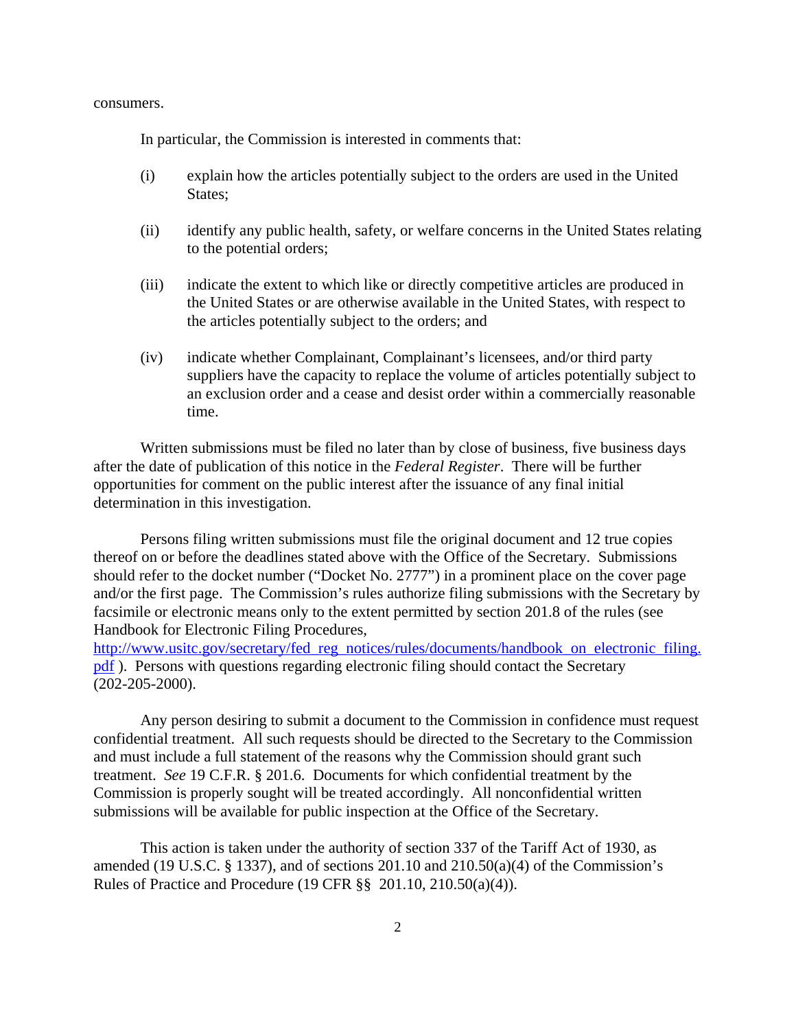consumers.

In particular, the Commission is interested in comments that:

(i) explain how the articles potentially subject to the orders are used in the United States;

(ii) identify any public health, safety, or welfare concerns in the United States relating to the potential orders;

(iii) indicate the extent to which like or directly competitive articles are produced in the United States or are otherwise available in the United States, with respect to the articles potentially subject to the orders; and

(iv) indicate whether Complainant, Complainant's licensees, and/or third party suppliers have the capacity to replace the volume of articles potentially subject to an exclusion order and a cease and desist order within a commercially reasonable time.

Written submissions must be filed no later than by close of business, five business days after the date of publication of this notice in the *Federal Register*. There will be further opportunities for comment on the public interest after the issuance of any final initial determination in this investigation.

Persons filing written submissions must file the original document and 12 true copies thereof on or before the deadlines stated above with the Office of the Secretary. Submissions should refer to the docket number ("Docket No. 2777") in a prominent place on the cover page and/or the first page. The Commission's rules authorize filing submissions with the Secretary by facsimile or electronic means only to the extent permitted by section 201.8 of the rules (see Handbook for Electronic Filing Procedures, [http://www.usitc.gov/secretary/fed_reg_notices/rules/documents/handbook_on_electronic_filing.pdf](http://www.usitc.gov/secretary/fed_reg_notices/rules/documents/handbook_on_electronic_filing.pdf) ). Persons with questions regarding electronic filing should contact the Secretary (202-205-2000).

Any person desiring to submit a document to the Commission in confidence must request confidential treatment. All such requests should be directed to the Secretary to the Commission and must include a full statement of the reasons why the Commission should grant such treatment. *See* 19 C.F.R. § 201.6. Documents for which confidential treatment by the Commission is properly sought will be treated accordingly. All nonconfidential written submissions will be available for public inspection at the Office of the Secretary.

This action is taken under the authority of section 337 of the Tariff Act of 1930, as amended (19 U.S.C. § 1337), and of sections 201.10 and 210.50(a)(4) of the Commission's Rules of Practice and Procedure (19 CFR §§ 201.10, 210.50(a)(4)).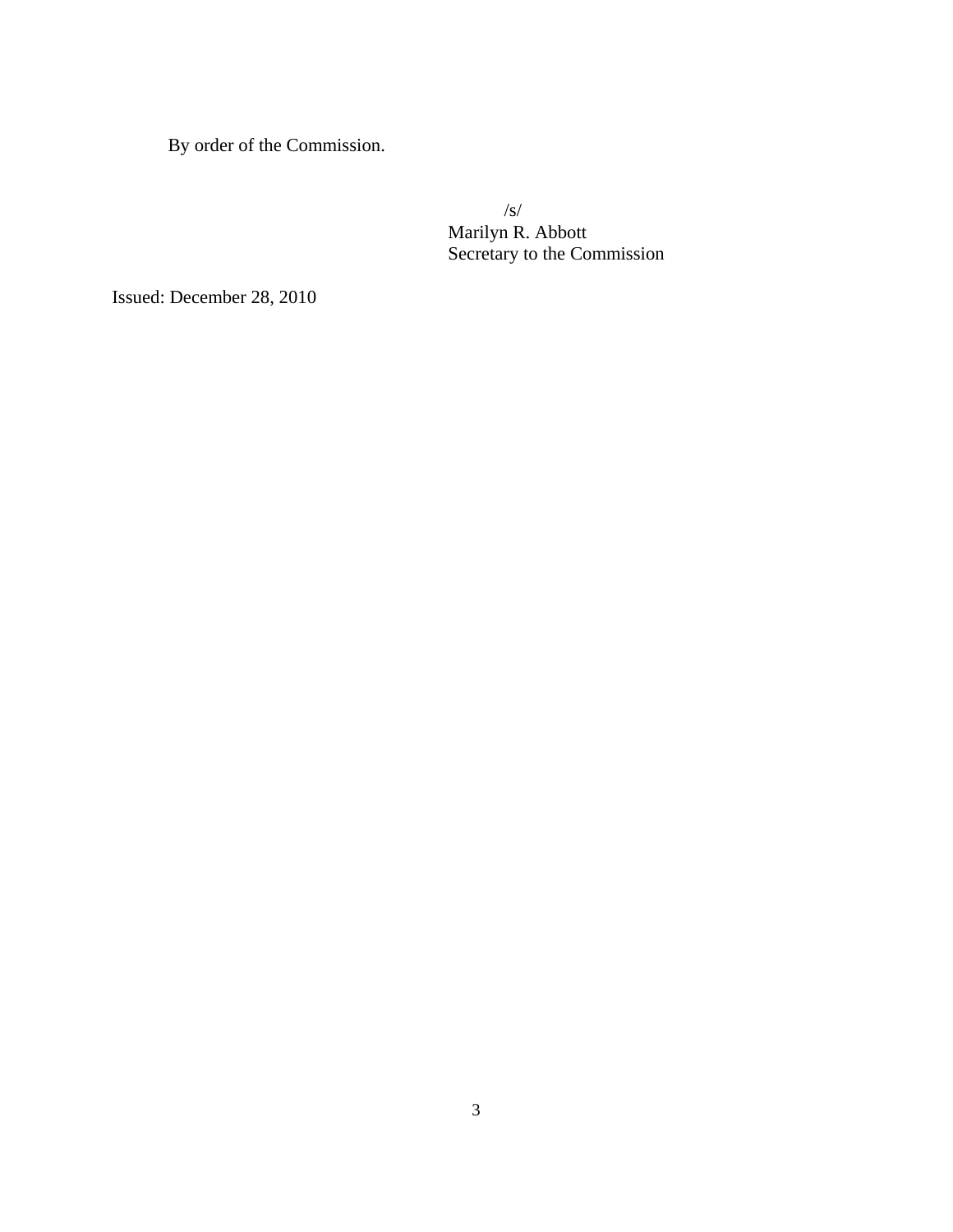By order of the Commission.

/s/
Marilyn R. Abbott
Secretary to the Commission

Issued: December 28, 2010